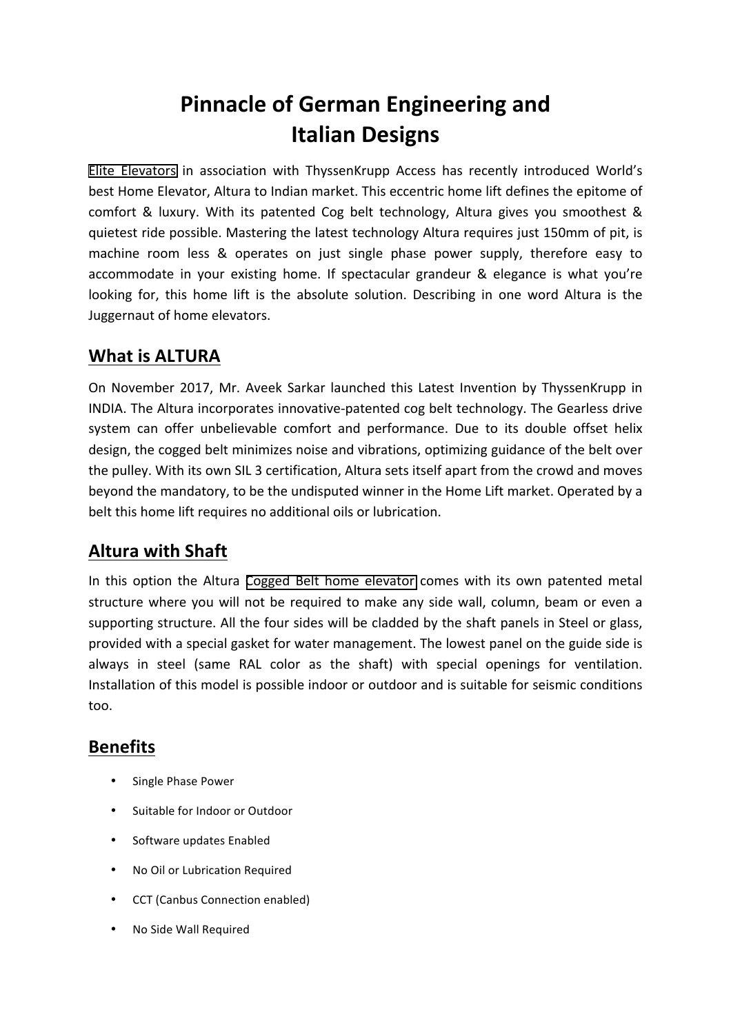# Pinnacle of German Engineering and Italian Designs

Elite Elevators in association with ThyssenKrupp Access has recently introduced World's best Home Elevator, Altura to Indian market. This eccentric home lift defines the epitome of comfort & luxury. With its patented Cog belt technology, Altura gives you smoothest & quietest ride possible. Mastering the latest technology Altura requires just 150mm of pit, is machine room less & operates on just single phase power supply, therefore easy to accommodate in your existing home. If spectacular grandeur & elegance is what you're looking for, this home lift is the absolute solution. Describing in one word Altura is the Juggernaut of home elevators.

## What is ALTURA

On November 2017, Mr. Aveek Sarkar launched this Latest Invention by ThyssenKrupp in INDIA. The Altura incorporates innovative-patented cog belt technology. The Gearless drive system can offer unbelievable comfort and performance. Due to its double offset helix design, the cogged belt minimizes noise and vibrations, optimizing guidance of the belt over the pulley. With its own SIL 3 certification, Altura sets itself apart from the crowd and moves beyond the mandatory, to be the undisputed winner in the Home Lift market. Operated by a belt this home lift requires no additional oils or lubrication.

## Altura with Shaft

In this option the Altura Cogged Belt home elevator comes with its own patented metal structure where you will not be required to make any side wall, column, beam or even a supporting structure. All the four sides will be cladded by the shaft panels in Steel or glass, provided with a special gasket for water management. The lowest panel on the guide side is always in steel (same RAL color as the shaft) with special openings for ventilation. Installation of this model is possible indoor or outdoor and is suitable for seismic conditions too.

## Benefits

- Single Phase Power
- Suitable for Indoor or Outdoor
- Software updates Enabled
- No Oil or Lubrication Required
- CCT (Canbus Connection enabled)
- No Side Wall Required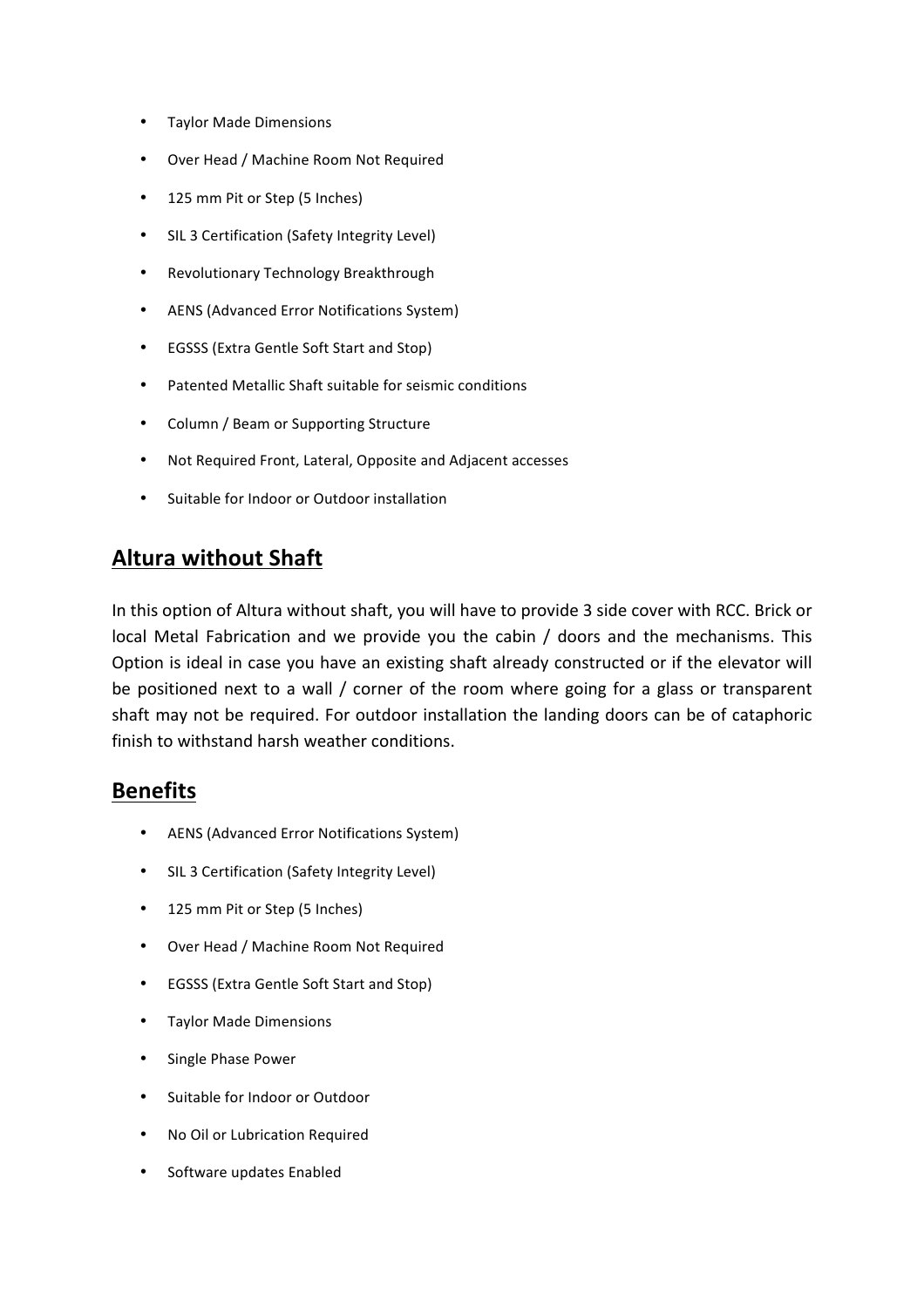- Taylor Made Dimensions
- Over Head / Machine Room Not Required
- 125 mm Pit or Step (5 Inches)
- SIL 3 Certification (Safety Integrity Level)
- Revolutionary Technology Breakthrough
- AENS (Advanced Error Notifications System)
- EGSSS (Extra Gentle Soft Start and Stop)
- Patented Metallic Shaft suitable for seismic conditions
- Column / Beam or Supporting Structure
- Not Required Front, Lateral, Opposite and Adjacent accesses
- Suitable for Indoor or Outdoor installation

## Altura without Shaft

In this option of Altura without shaft, you will have to provide 3 side cover with RCC. Brick or local Metal Fabrication and we provide you the cabin / doors and the mechanisms. This Option is ideal in case you have an existing shaft already constructed or if the elevator will be positioned next to a wall / corner of the room where going for a glass or transparent shaft may not be required. For outdoor installation the landing doors can be of cataphoric finish to withstand harsh weather conditions.

## Benefits

- AENS (Advanced Error Notifications System)
- SIL 3 Certification (Safety Integrity Level)
- 125 mm Pit or Step (5 Inches)
- Over Head / Machine Room Not Required
- EGSSS (Extra Gentle Soft Start and Stop)
- Taylor Made Dimensions
- Single Phase Power
- Suitable for Indoor or Outdoor
- No Oil or Lubrication Required
- Software updates Enabled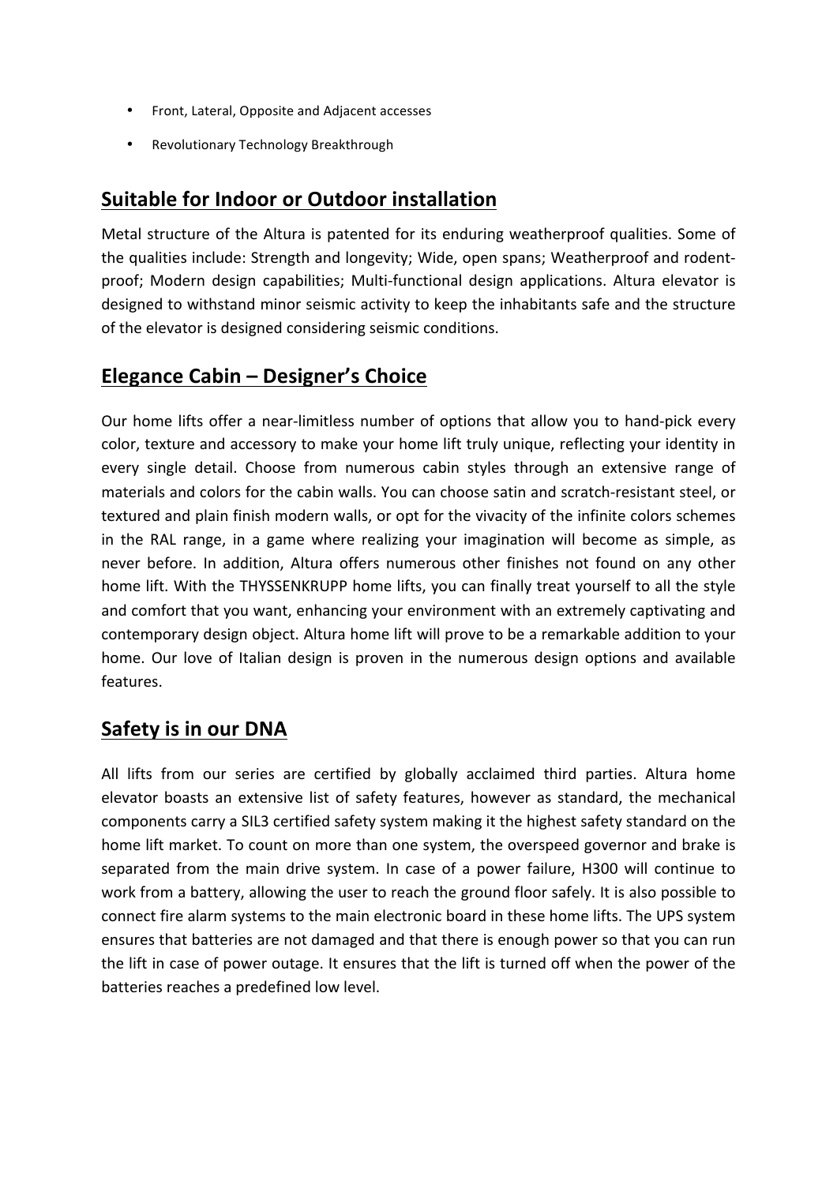- Front, Lateral, Opposite and Adjacent accesses
- Revolutionary Technology Breakthrough

## Suitable for Indoor or Outdoor installation

Metal structure of the Altura is patented for its enduring weatherproof qualities. Some of the qualities include: Strength and longevity; Wide, open spans; Weatherproof and rodent-proof; Modern design capabilities; Multi-functional design applications. Altura elevator is designed to withstand minor seismic activity to keep the inhabitants safe and the structure of the elevator is designed considering seismic conditions.

## Elegance Cabin – Designer's Choice

Our home lifts offer a near-limitless number of options that allow you to hand-pick every color, texture and accessory to make your home lift truly unique, reflecting your identity in every single detail. Choose from numerous cabin styles through an extensive range of materials and colors for the cabin walls. You can choose satin and scratch-resistant steel, or textured and plain finish modern walls, or opt for the vivacity of the infinite colors schemes in the RAL range, in a game where realizing your imagination will become as simple, as never before. In addition, Altura offers numerous other finishes not found on any other home lift. With the THYSSENKRUPP home lifts, you can finally treat yourself to all the style and comfort that you want, enhancing your environment with an extremely captivating and contemporary design object. Altura home lift will prove to be a remarkable addition to your home. Our love of Italian design is proven in the numerous design options and available features.

## Safety is in our DNA

All lifts from our series are certified by globally acclaimed third parties. Altura home elevator boasts an extensive list of safety features, however as standard, the mechanical components carry a SIL3 certified safety system making it the highest safety standard on the home lift market. To count on more than one system, the overspeed governor and brake is separated from the main drive system. In case of a power failure, H300 will continue to work from a battery, allowing the user to reach the ground floor safely. It is also possible to connect fire alarm systems to the main electronic board in these home lifts. The UPS system ensures that batteries are not damaged and that there is enough power so that you can run the lift in case of power outage. It ensures that the lift is turned off when the power of the batteries reaches a predefined low level.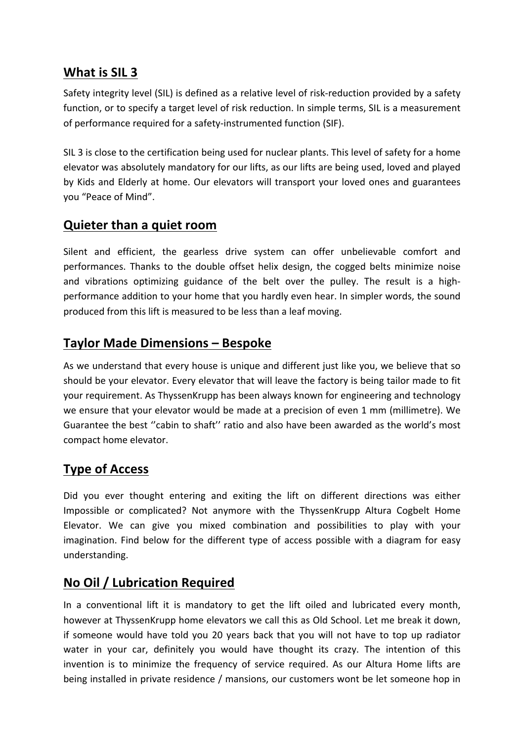## What is SIL 3

Safety integrity level (SIL) is defined as a relative level of risk-reduction provided by a safety function, or to specify a target level of risk reduction. In simple terms, SIL is a measurement of performance required for a safety-instrumented function (SIF).

SIL 3 is close to the certification being used for nuclear plants. This level of safety for a home elevator was absolutely mandatory for our lifts, as our lifts are being used, loved and played by Kids and Elderly at home. Our elevators will transport your loved ones and guarantees you "Peace of Mind".

## Quieter than a quiet room

Silent and efficient, the gearless drive system can offer unbelievable comfort and performances. Thanks to the double offset helix design, the cogged belts minimize noise and vibrations optimizing guidance of the belt over the pulley. The result is a high-performance addition to your home that you hardly even hear. In simpler words, the sound produced from this lift is measured to be less than a leaf moving.

## Taylor Made Dimensions – Bespoke

As we understand that every house is unique and different just like you, we believe that so should be your elevator. Every elevator that will leave the factory is being tailor made to fit your requirement. As ThyssenKrupp has been always known for engineering and technology we ensure that your elevator would be made at a precision of even 1 mm (millimetre). We Guarantee the best ''cabin to shaft'' ratio and also have been awarded as the world's most compact home elevator.

## Type of Access

Did you ever thought entering and exiting the lift on different directions was either Impossible or complicated? Not anymore with the ThyssenKrupp Altura Cogbelt Home Elevator. We can give you mixed combination and possibilities to play with your imagination. Find below for the different type of access possible with a diagram for easy understanding.

## No Oil / Lubrication Required

In a conventional lift it is mandatory to get the lift oiled and lubricated every month, however at ThyssenKrupp home elevators we call this as Old School. Let me break it down, if someone would have told you 20 years back that you will not have to top up radiator water in your car, definitely you would have thought its crazy. The intention of this invention is to minimize the frequency of service required. As our Altura Home lifts are being installed in private residence / mansions, our customers wont be let someone hop in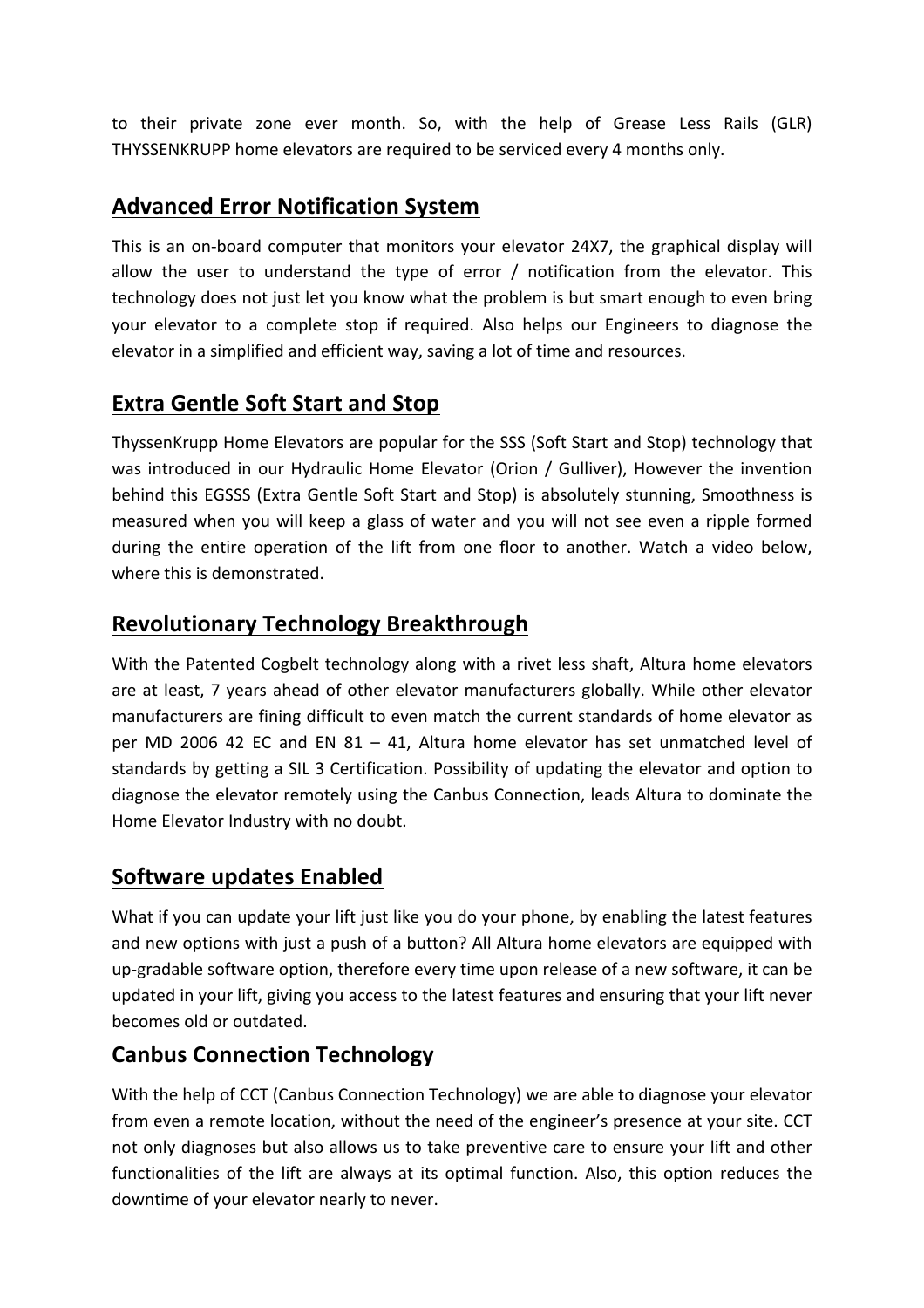to their private zone ever month. So, with the help of Grease Less Rails (GLR) THYSSENKRUPP home elevators are required to be serviced every 4 months only.

## Advanced Error Notification System

This is an on-board computer that monitors your elevator 24X7, the graphical display will allow the user to understand the type of error / notification from the elevator. This technology does not just let you know what the problem is but smart enough to even bring your elevator to a complete stop if required. Also helps our Engineers to diagnose the elevator in a simplified and efficient way, saving a lot of time and resources.

## Extra Gentle Soft Start and Stop

ThyssenKrupp Home Elevators are popular for the SSS (Soft Start and Stop) technology that was introduced in our Hydraulic Home Elevator (Orion / Gulliver), However the invention behind this EGSSS (Extra Gentle Soft Start and Stop) is absolutely stunning, Smoothness is measured when you will keep a glass of water and you will not see even a ripple formed during the entire operation of the lift from one floor to another. Watch a video below, where this is demonstrated.

## Revolutionary Technology Breakthrough

With the Patented Cogbelt technology along with a rivet less shaft, Altura home elevators are at least, 7 years ahead of other elevator manufacturers globally. While other elevator manufacturers are fining difficult to even match the current standards of home elevator as per MD 2006 42 EC and EN 81 – 41, Altura home elevator has set unmatched level of standards by getting a SIL 3 Certification. Possibility of updating the elevator and option to diagnose the elevator remotely using the Canbus Connection, leads Altura to dominate the Home Elevator Industry with no doubt.

## Software updates Enabled

What if you can update your lift just like you do your phone, by enabling the latest features and new options with just a push of a button? All Altura home elevators are equipped with up-gradable software option, therefore every time upon release of a new software, it can be updated in your lift, giving you access to the latest features and ensuring that your lift never becomes old or outdated.

## Canbus Connection Technology

With the help of CCT (Canbus Connection Technology) we are able to diagnose your elevator from even a remote location, without the need of the engineer's presence at your site. CCT not only diagnoses but also allows us to take preventive care to ensure your lift and other functionalities of the lift are always at its optimal function. Also, this option reduces the downtime of your elevator nearly to never.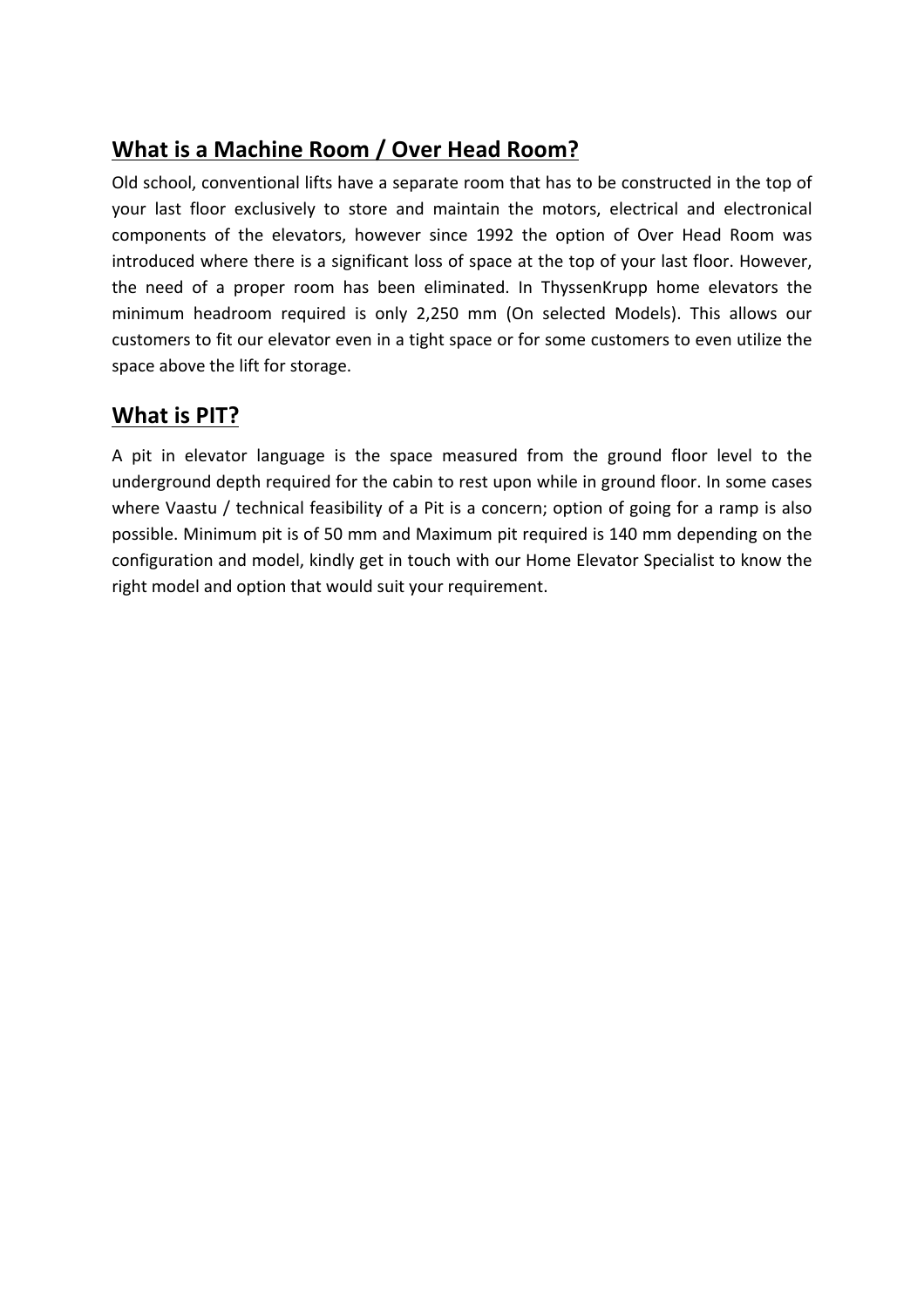## What is a Machine Room / Over Head Room?

Old school, conventional lifts have a separate room that has to be constructed in the top of your last floor exclusively to store and maintain the motors, electrical and electronical components of the elevators, however since 1992 the option of Over Head Room was introduced where there is a significant loss of space at the top of your last floor. However, the need of a proper room has been eliminated. In ThyssenKrupp home elevators the minimum headroom required is only 2,250 mm (On selected Models). This allows our customers to fit our elevator even in a tight space or for some customers to even utilize the space above the lift for storage.

## What is PIT?

A pit in elevator language is the space measured from the ground floor level to the underground depth required for the cabin to rest upon while in ground floor. In some cases where Vaastu / technical feasibility of a Pit is a concern; option of going for a ramp is also possible. Minimum pit is of 50 mm and Maximum pit required is 140 mm depending on the configuration and model, kindly get in touch with our Home Elevator Specialist to know the right model and option that would suit your requirement.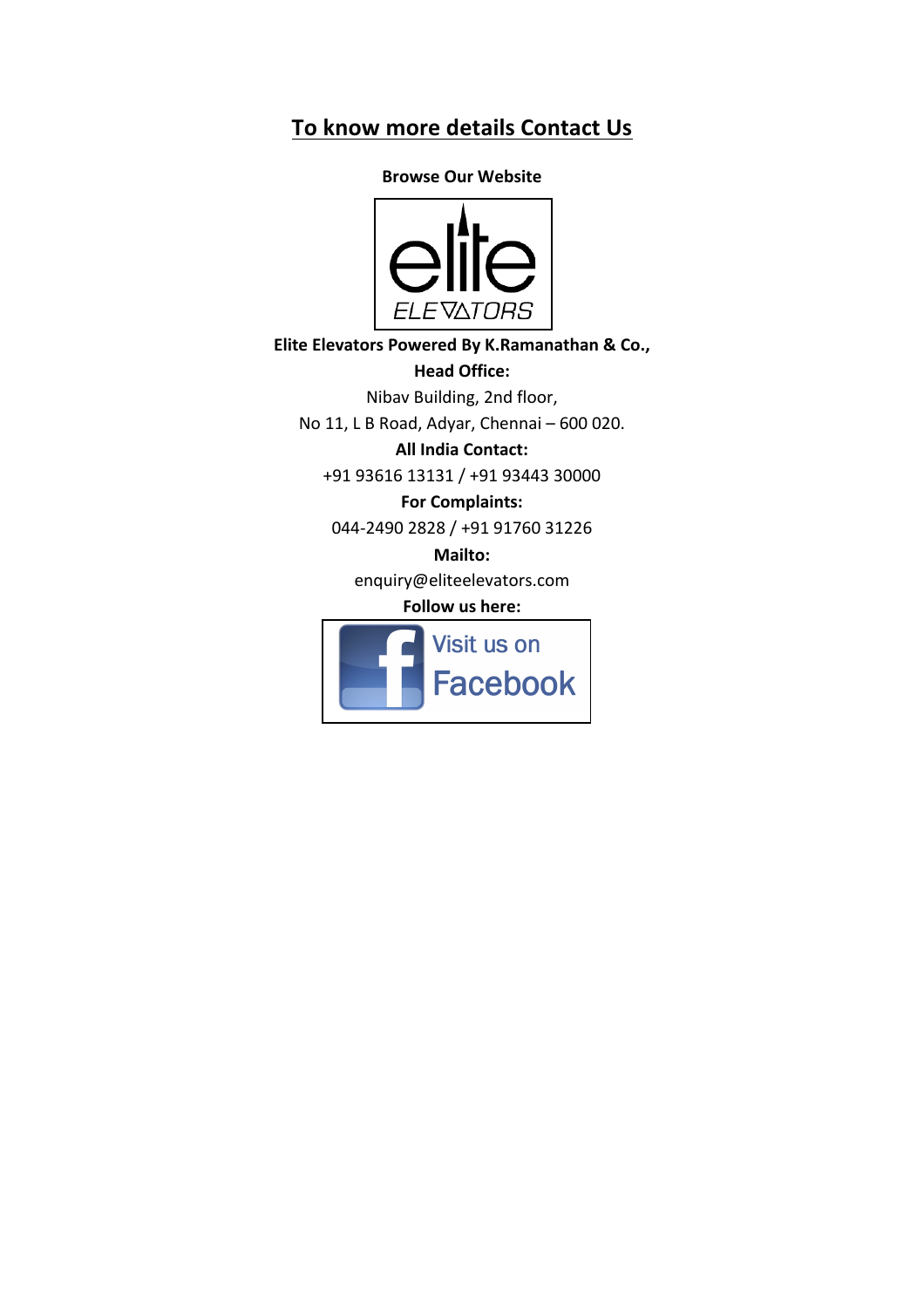## To know more details Contact Us

**Browse Our Website**

**Elite Elevators Powered By K.Ramanathan & Co.,**

**Head Office:**

Nibav Building, 2nd floor,

No 11, L B Road, Adyar, Chennai – 600 020.

**All India Contact:**

+91 93616 13131 / +91 93443 30000

**For Complaints:**

044-2490 2828 / +91 91760 31226

**Mailto:**

enquiry@eliteelevators.com

**Follow us here:**